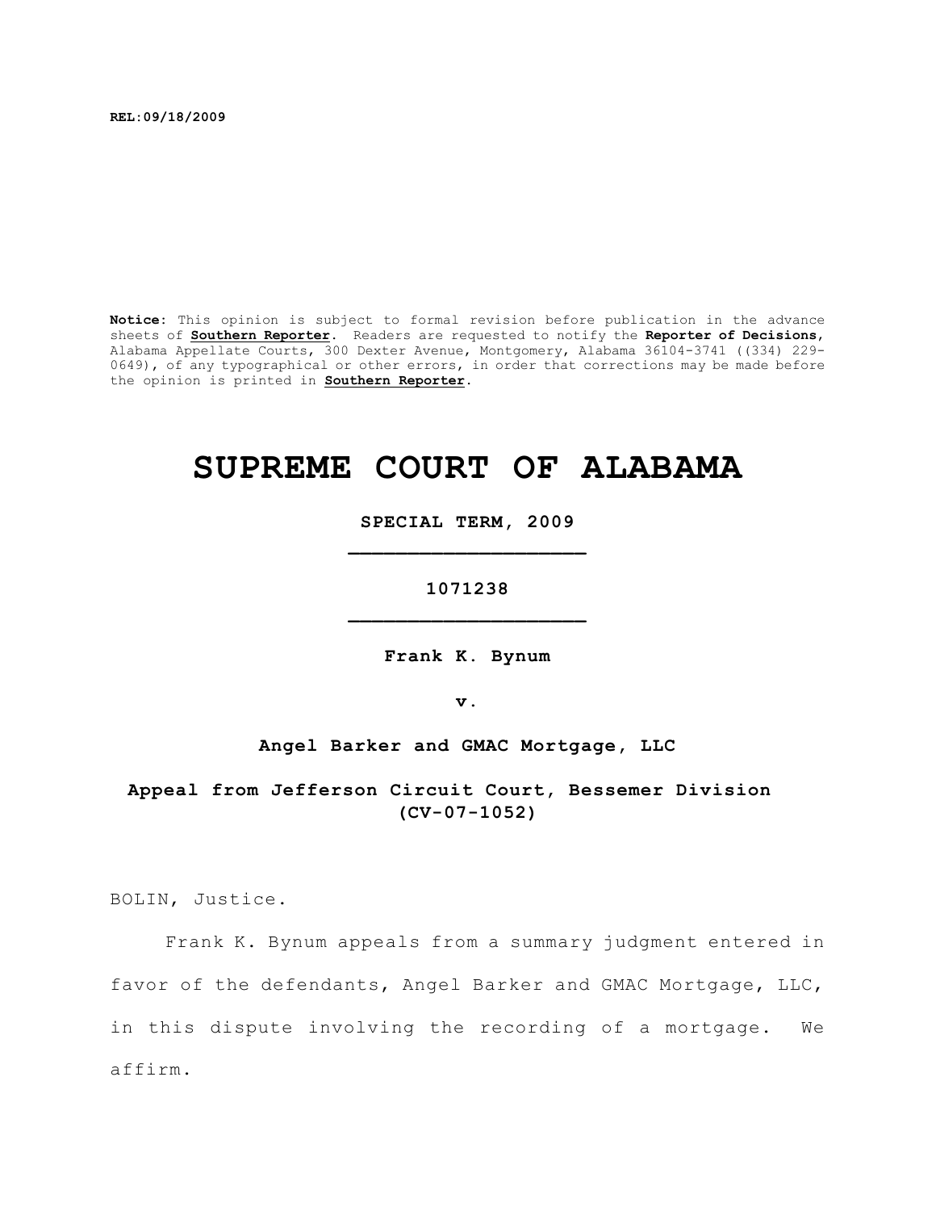**REL:09/18/2009**

**Notice:** This opinion is subject to formal revision before publication in the advance sheets of **Southern Reporter**. Readers are requested to notify the **Reporter of Decisions**, Alabama Appellate Courts, 300 Dexter Avenue, Montgomery, Alabama 36104-3741 ((334) 229-0649), of any typographical or other errors, in order that corrections may be made before the opinion is printed in **Southern Reporter**.

# SUPREME COURT OF ALABAMA

**SPECIAL TERM, 2009**

---

**1071238**

---

**Frank K. Bynum**

**v.**

**Angel Barker and GMAC Mortgage, LLC**

**Appeal from Jefferson Circuit Court, Bessemer Division (CV-07-1052)**

BOLIN, Justice.

Frank K. Bynum appeals from a summary judgment entered in favor of the defendants, Angel Barker and GMAC Mortgage, LLC, in this dispute involving the recording of a mortgage. We affirm.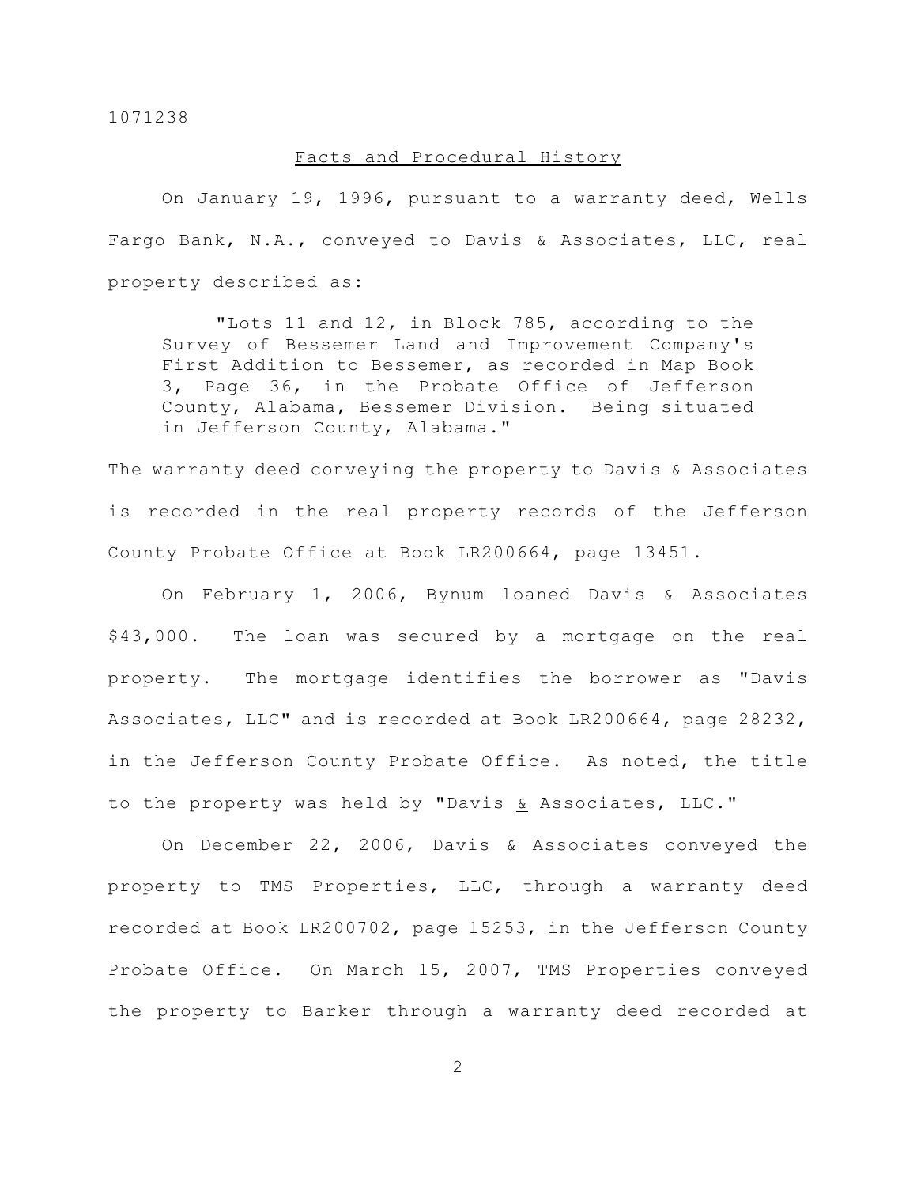1071238

## Facts and Procedural History

On January 19, 1996, pursuant to a warranty deed, Wells Fargo Bank, N.A., conveyed to Davis & Associates, LLC, real property described as:

> "Lots 11 and 12, in Block 785, according to the Survey of Bessemer Land and Improvement Company's First Addition to Bessemer, as recorded in Map Book 3, Page 36, in the Probate Office of Jefferson County, Alabama, Bessemer Division. Being situated in Jefferson County, Alabama."

The warranty deed conveying the property to Davis & Associates is recorded in the real property records of the Jefferson County Probate Office at Book LR200664, page 13451.

On February 1, 2006, Bynum loaned Davis & Associates $43,000. The loan was secured by a mortgage on the real property. The mortgage identifies the borrower as "Davis Associates, LLC" and is recorded at Book LR200664, page 28232, in the Jefferson County Probate Office. As noted, the title to the property was held by "Davis <u>&</u> Associates, LLC."

On December 22, 2006, Davis & Associates conveyed the property to TMS Properties, LLC, through a warranty deed recorded at Book LR200702, page 15253, in the Jefferson County Probate Office. On March 15, 2007, TMS Properties conveyed the property to Barker through a warranty deed recorded at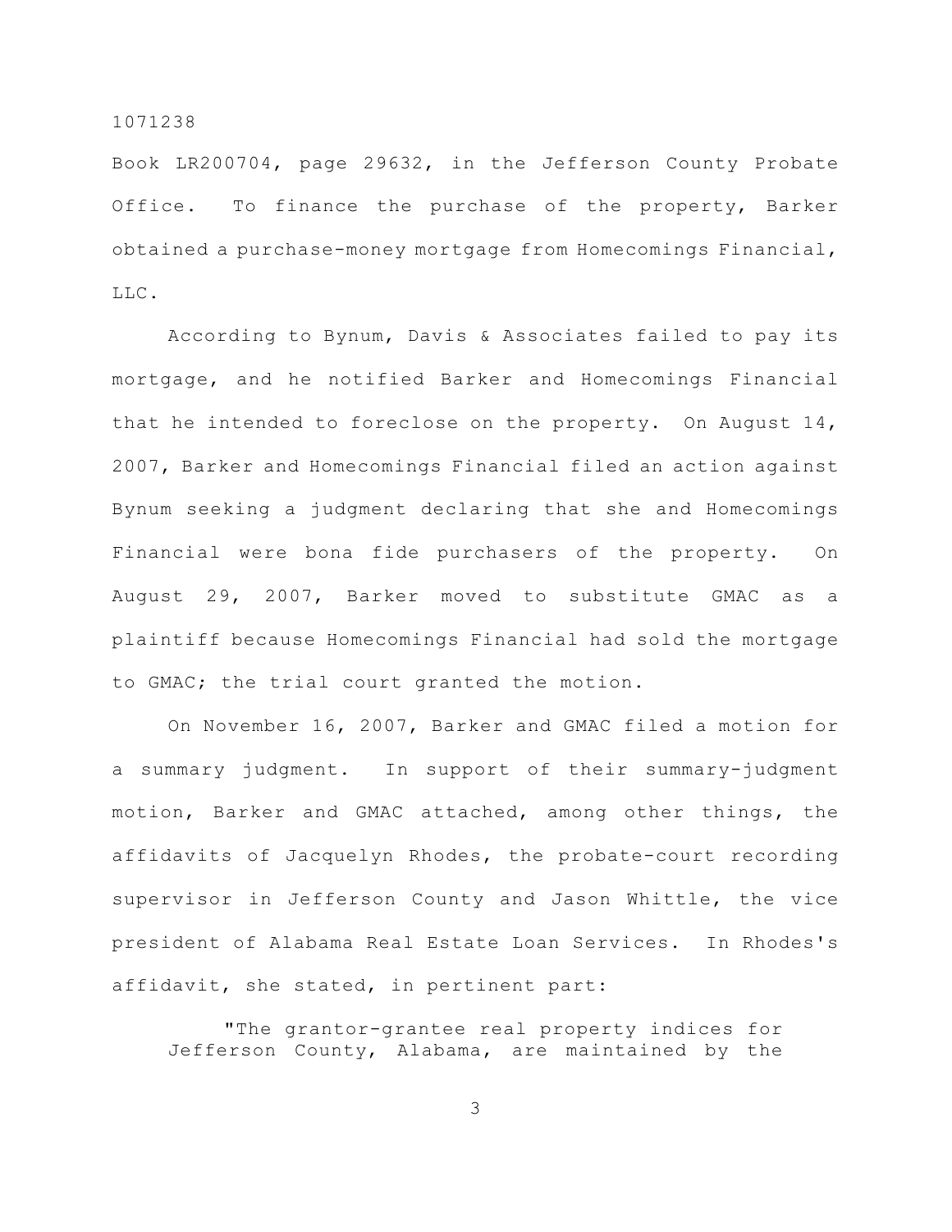Book LR200704, page 29632, in the Jefferson County Probate Office. To finance the purchase of the property, Barker obtained a purchase-money mortgage from Homecomings Financial, LLC.

According to Bynum, Davis & Associates failed to pay its mortgage, and he notified Barker and Homecomings Financial that he intended to foreclose on the property. On August 14, 2007, Barker and Homecomings Financial filed an action against Bynum seeking a judgment declaring that she and Homecomings Financial were bona fide purchasers of the property. On August 29, 2007, Barker moved to substitute GMAC as a plaintiff because Homecomings Financial had sold the mortgage to GMAC; the trial court granted the motion.

On November 16, 2007, Barker and GMAC filed a motion for a summary judgment. In support of their summary-judgment motion, Barker and GMAC attached, among other things, the affidavits of Jacquelyn Rhodes, the probate-court recording supervisor in Jefferson County and Jason Whittle, the vice president of Alabama Real Estate Loan Services. In Rhodes's affidavit, she stated, in pertinent part:

> "The grantor-grantee real property indices for Jefferson County, Alabama, are maintained by the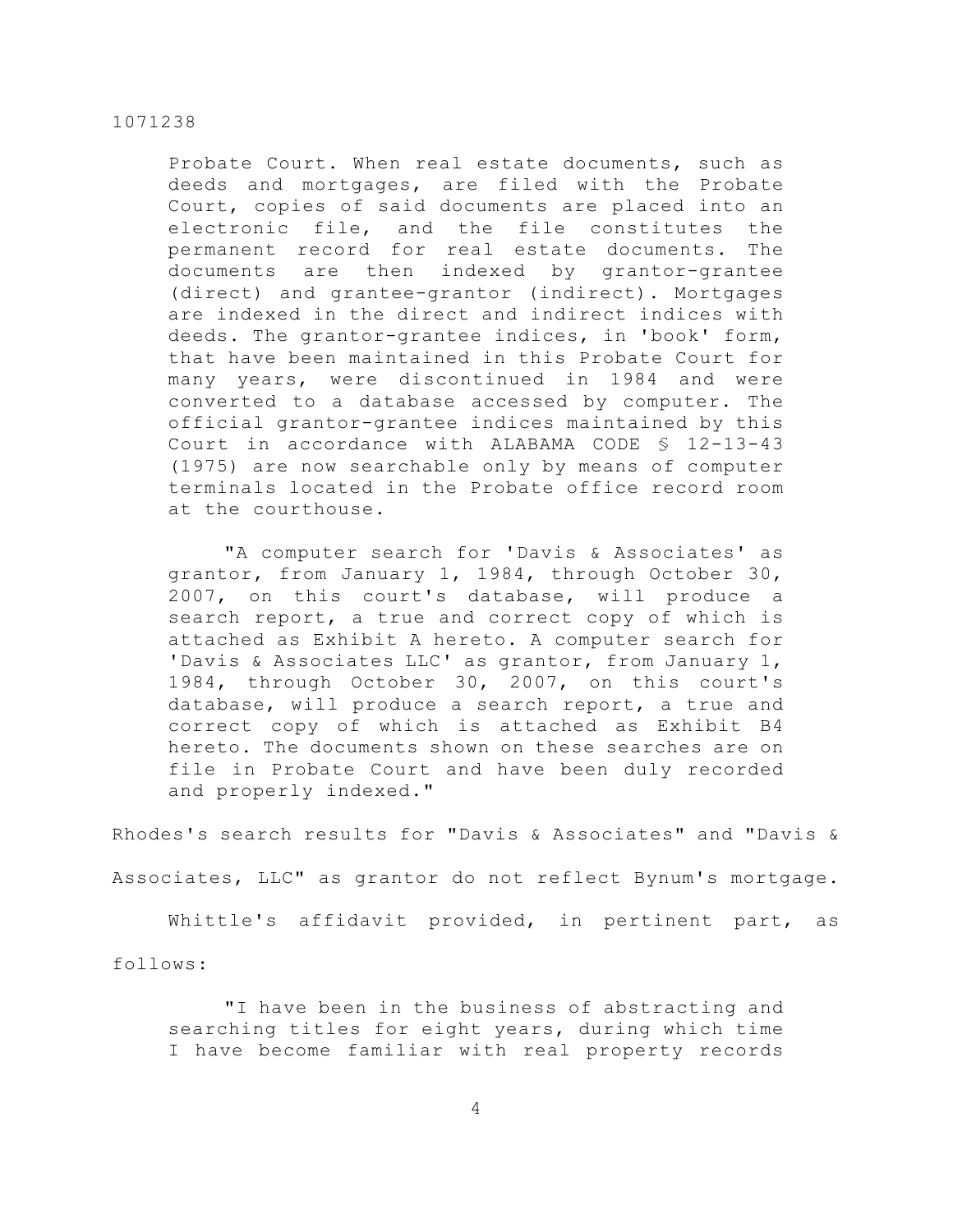Probate Court. When real estate documents, such as deeds and mortgages, are filed with the Probate Court, copies of said documents are placed into an electronic file, and the file constitutes the permanent record for real estate documents. The documents are then indexed by grantor-grantee (direct) and grantee-grantor (indirect). Mortgages are indexed in the direct and indirect indices with deeds. The grantor-grantee indices, in 'book' form, that have been maintained in this Probate Court for many years, were discontinued in 1984 and were converted to a database accessed by computer. The official grantor-grantee indices maintained by this Court in accordance with ALABAMA CODE § 12-13-43 (1975) are now searchable only by means of computer terminals located in the Probate office record room at the courthouse.

> "A computer search for 'Davis & Associates' as grantor, from January 1, 1984, through October 30, 2007, on this court's database, will produce a search report, a true and correct copy of which is attached as Exhibit A hereto. A computer search for 'Davis & Associates LLC' as grantor, from January 1, 1984, through October 30, 2007, on this court's database, will produce a search report, a true and correct copy of which is attached as Exhibit B4 hereto. The documents shown on these searches are on file in Probate Court and have been duly recorded and properly indexed."

Rhodes's search results for "Davis & Associates" and "Davis & Associates, LLC" as grantor do not reflect Bynum's mortgage.

Whittle's affidavit provided, in pertinent part, as follows:

> "I have been in the business of abstracting and searching titles for eight years, during which time I have become familiar with real property records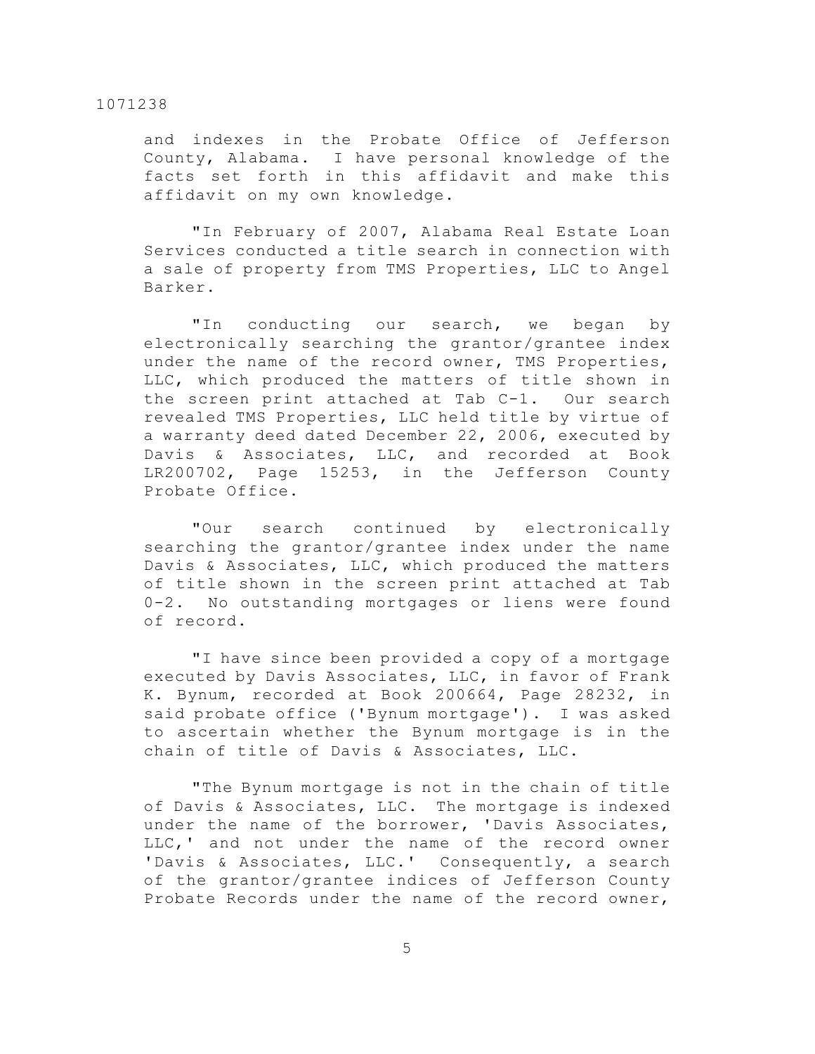and indexes in the Probate Office of Jefferson County, Alabama. I have personal knowledge of the facts set forth in this affidavit and make this affidavit on my own knowledge.

"In February of 2007, Alabama Real Estate Loan Services conducted a title search in connection with a sale of property from TMS Properties, LLC to Angel Barker.

"In conducting our search, we began by electronically searching the grantor/grantee index under the name of the record owner, TMS Properties, LLC, which produced the matters of title shown in the screen print attached at Tab C-1. Our search revealed TMS Properties, LLC held title by virtue of a warranty deed dated December 22, 2006, executed by Davis & Associates, LLC, and recorded at Book LR200702, Page 15253, in the Jefferson County Probate Office.

"Our search continued by electronically searching the grantor/grantee index under the name Davis & Associates, LLC, which produced the matters of title shown in the screen print attached at Tab 0-2. No outstanding mortgages or liens were found of record.

"I have since been provided a copy of a mortgage executed by Davis Associates, LLC, in favor of Frank K. Bynum, recorded at Book 200664, Page 28232, in said probate office ('Bynum mortgage'). I was asked to ascertain whether the Bynum mortgage is in the chain of title of Davis & Associates, LLC.

"The Bynum mortgage is not in the chain of title of Davis & Associates, LLC. The mortgage is indexed under the name of the borrower, 'Davis Associates, LLC,' and not under the name of the record owner 'Davis & Associates, LLC.' Consequently, a search of the grantor/grantee indices of Jefferson County Probate Records under the name of the record owner,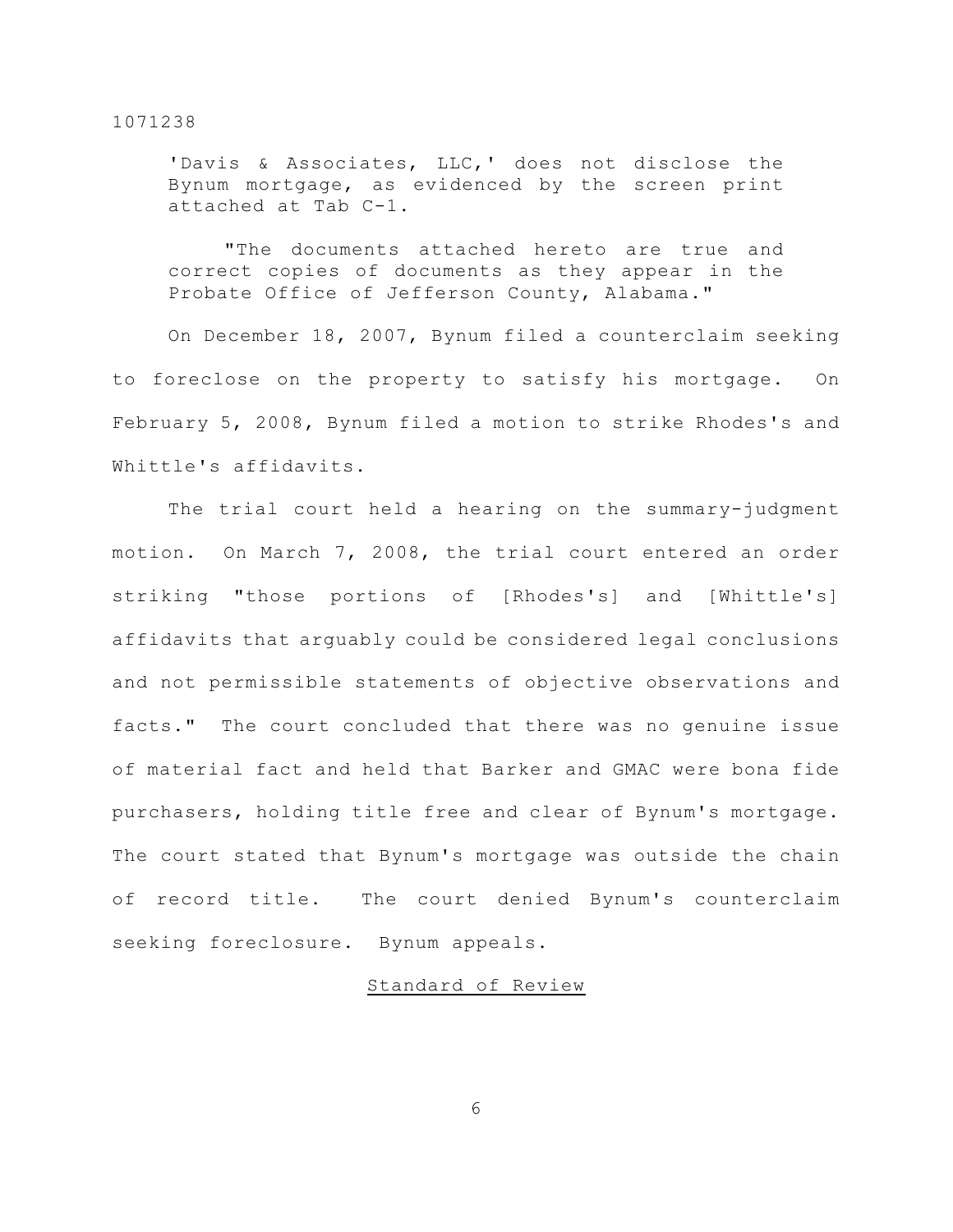'Davis & Associates, LLC,' does not disclose the Bynum mortgage, as evidenced by the screen print attached at Tab C-1.

"The documents attached hereto are true and correct copies of documents as they appear in the Probate Office of Jefferson County, Alabama."

On December 18, 2007, Bynum filed a counterclaim seeking to foreclose on the property to satisfy his mortgage. On February 5, 2008, Bynum filed a motion to strike Rhodes's and Whittle's affidavits.

The trial court held a hearing on the summary-judgment motion. On March 7, 2008, the trial court entered an order striking "those portions of [Rhodes's] and [Whittle's] affidavits that arguably could be considered legal conclusions and not permissible statements of objective observations and facts." The court concluded that there was no genuine issue of material fact and held that Barker and GMAC were bona fide purchasers, holding title free and clear of Bynum's mortgage. The court stated that Bynum's mortgage was outside the chain of record title. The court denied Bynum's counterclaim seeking foreclosure. Bynum appeals.

## Standard of Review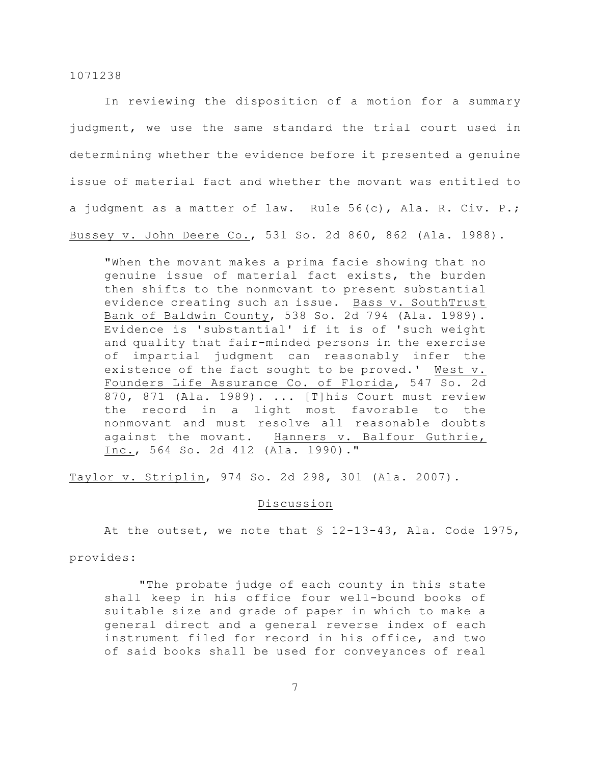In reviewing the disposition of a motion for a summary judgment, we use the same standard the trial court used in determining whether the evidence before it presented a genuine issue of material fact and whether the movant was entitled to a judgment as a matter of law. Rule 56(c), Ala. R. Civ. P.; Bussey v. John Deere Co., 531 So. 2d 860, 862 (Ala. 1988).

> "When the movant makes a prima facie showing that no genuine issue of material fact exists, the burden then shifts to the nonmovant to present substantial evidence creating such an issue. Bass v. SouthTrust Bank of Baldwin County, 538 So. 2d 794 (Ala. 1989). Evidence is 'substantial' if it is of 'such weight and quality that fair-minded persons in the exercise of impartial judgment can reasonably infer the existence of the fact sought to be proved.' West v. Founders Life Assurance Co. of Florida, 547 So. 2d 870, 871 (Ala. 1989). ... [T]his Court must review the record in a light most favorable to the nonmovant and must resolve all reasonable doubts against the movant. Hanners v. Balfour Guthrie, Inc., 564 So. 2d 412 (Ala. 1990)."

Taylor v. Striplin, 974 So. 2d 298, 301 (Ala. 2007).

## Discussion

At the outset, we note that § 12-13-43, Ala. Code 1975, provides:

> "The probate judge of each county in this state shall keep in his office four well-bound books of suitable size and grade of paper in which to make a general direct and a general reverse index of each instrument filed for record in his office, and two of said books shall be used for conveyances of real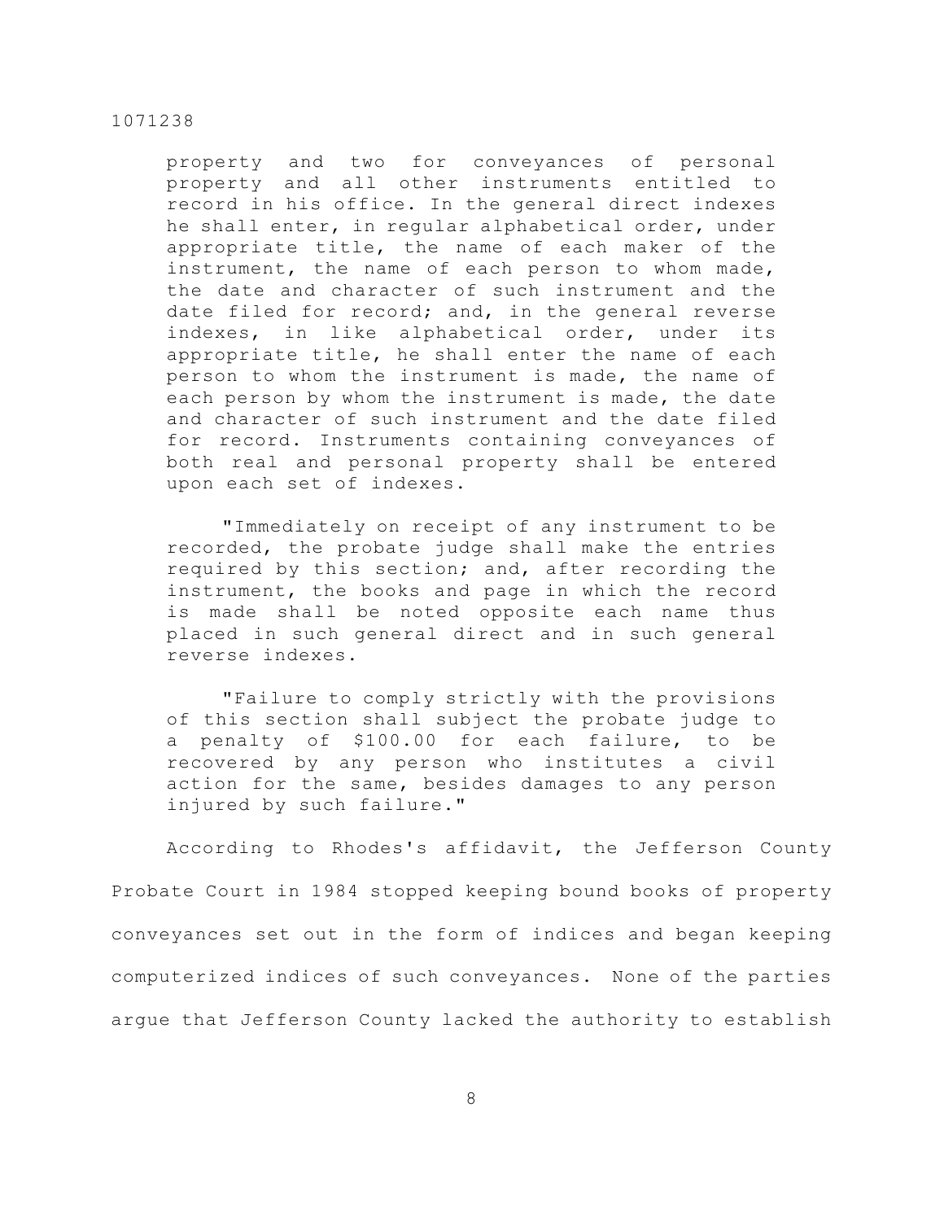> property and two for conveyances of personal property and all other instruments entitled to record in his office. In the general direct indexes he shall enter, in regular alphabetical order, under appropriate title, the name of each maker of the instrument, the name of each person to whom made, the date and character of such instrument and the date filed for record; and, in the general reverse indexes, in like alphabetical order, under its appropriate title, he shall enter the name of each person to whom the instrument is made, the name of each person by whom the instrument is made, the date and character of such instrument and the date filed for record. Instruments containing conveyances of both real and personal property shall be entered upon each set of indexes.
>
> "Immediately on receipt of any instrument to be recorded, the probate judge shall make the entries required by this section; and, after recording the instrument, the books and page in which the record is made shall be noted opposite each name thus placed in such general direct and in such general reverse indexes.
>
> "Failure to comply strictly with the provisions of this section shall subject the probate judge to a penalty of $100.00 for each failure, to be recovered by any person who institutes a civil action for the same, besides damages to any person injured by such failure."

According to Rhodes's affidavit, the Jefferson County Probate Court in 1984 stopped keeping bound books of property conveyances set out in the form of indices and began keeping computerized indices of such conveyances. None of the parties argue that Jefferson County lacked the authority to establish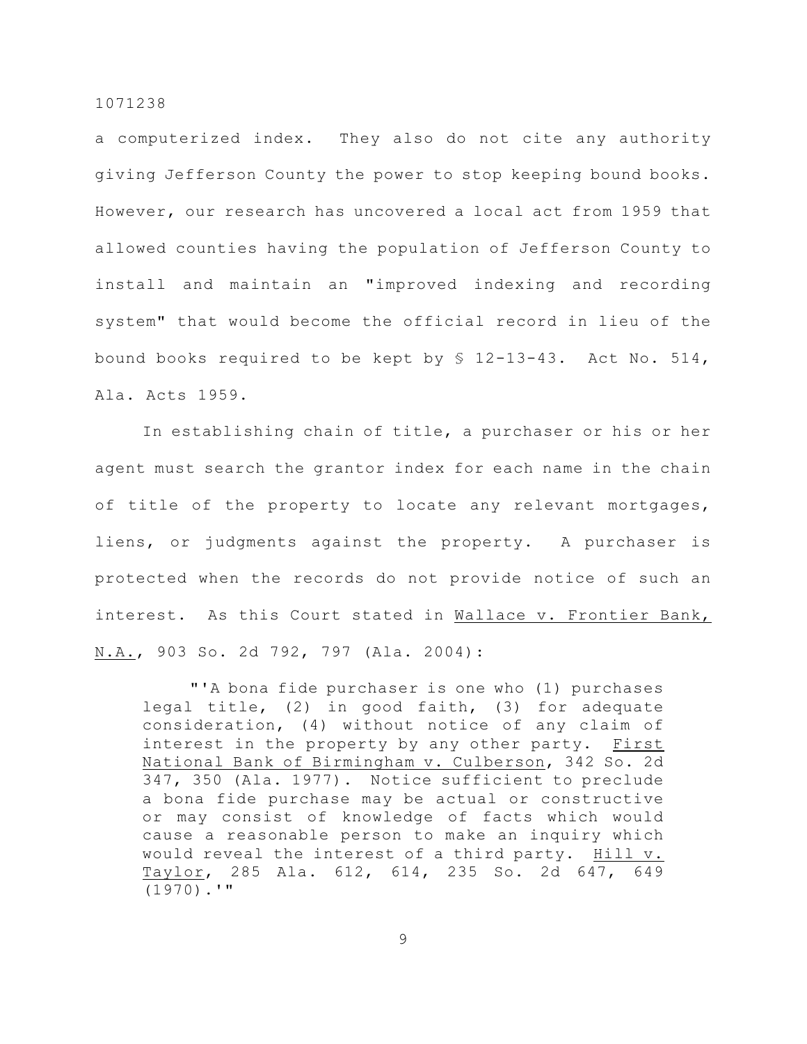a computerized index. They also do not cite any authority giving Jefferson County the power to stop keeping bound books. However, our research has uncovered a local act from 1959 that allowed counties having the population of Jefferson County to install and maintain an "improved indexing and recording system" that would become the official record in lieu of the bound books required to be kept by § 12-13-43. Act No. 514, Ala. Acts 1959.

In establishing chain of title, a purchaser or his or her agent must search the grantor index for each name in the chain of title of the property to locate any relevant mortgages, liens, or judgments against the property. A purchaser is protected when the records do not provide notice of such an interest. As this Court stated in Wallace v. Frontier Bank, N.A., 903 So. 2d 792, 797 (Ala. 2004):

> "'A bona fide purchaser is one who (1) purchases legal title, (2) in good faith, (3) for adequate consideration, (4) without notice of any claim of interest in the property by any other party. First National Bank of Birmingham v. Culberson, 342 So. 2d 347, 350 (Ala. 1977). Notice sufficient to preclude a bona fide purchase may be actual or constructive or may consist of knowledge of facts which would cause a reasonable person to make an inquiry which would reveal the interest of a third party. Hill v. Taylor, 285 Ala. 612, 614, 235 So. 2d 647, 649 (1970).'"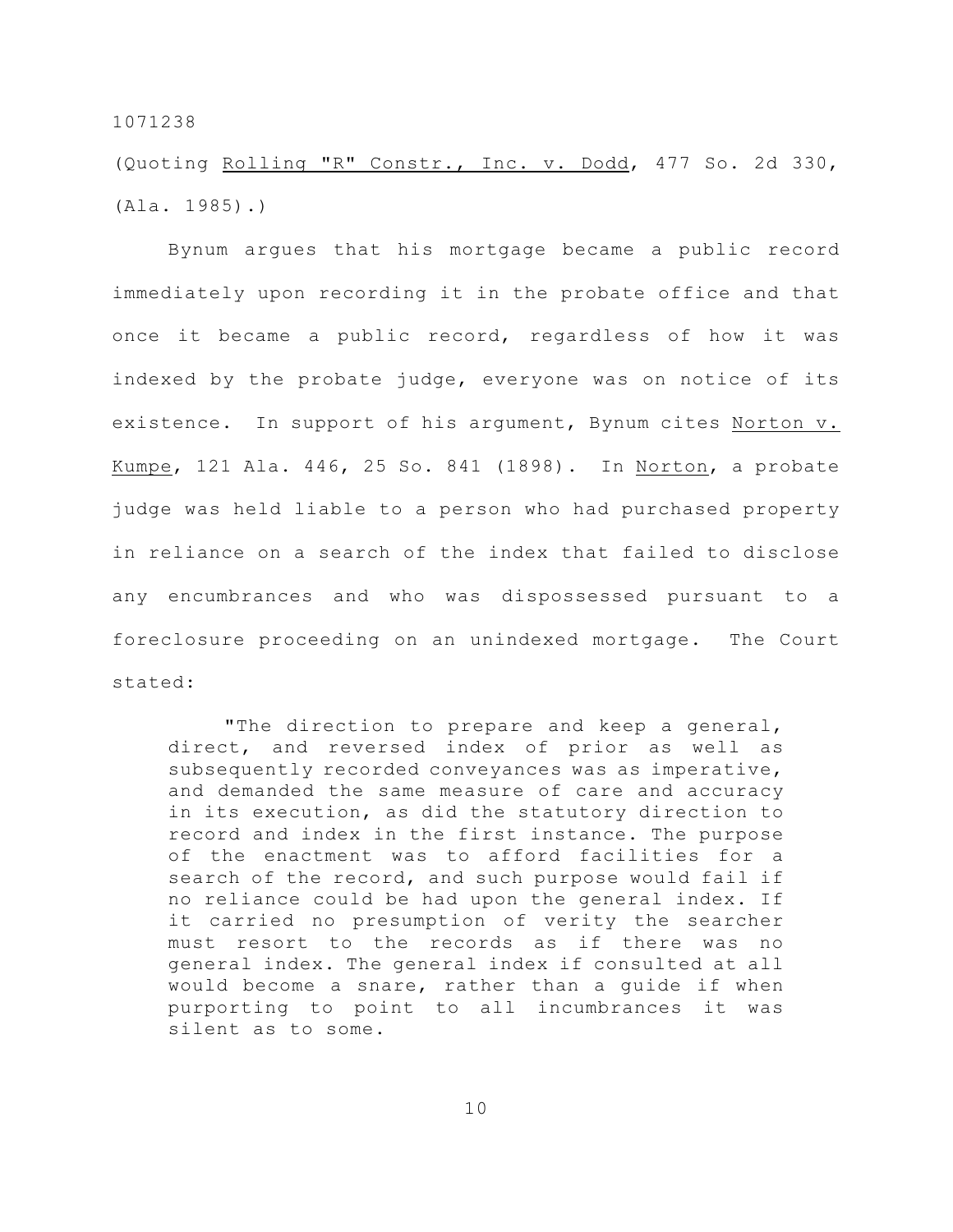(Quoting Rolling "R" Constr., Inc. v. Dodd, 477 So. 2d 330, (Ala. 1985).)

Bynum argues that his mortgage became a public record immediately upon recording it in the probate office and that once it became a public record, regardless of how it was indexed by the probate judge, everyone was on notice of its existence. In support of his argument, Bynum cites Norton v. Kumpe, 121 Ala. 446, 25 So. 841 (1898). In Norton, a probate judge was held liable to a person who had purchased property in reliance on a search of the index that failed to disclose any encumbrances and who was dispossessed pursuant to a foreclosure proceeding on an unindexed mortgage. The Court stated:

> "The direction to prepare and keep a general, direct, and reversed index of prior as well as subsequently recorded conveyances was as imperative, and demanded the same measure of care and accuracy in its execution, as did the statutory direction to record and index in the first instance. The purpose of the enactment was to afford facilities for a search of the record, and such purpose would fail if no reliance could be had upon the general index. If it carried no presumption of verity the searcher must resort to the records as if there was no general index. The general index if consulted at all would become a snare, rather than a guide if when purporting to point to all incumbrances it was silent as to some.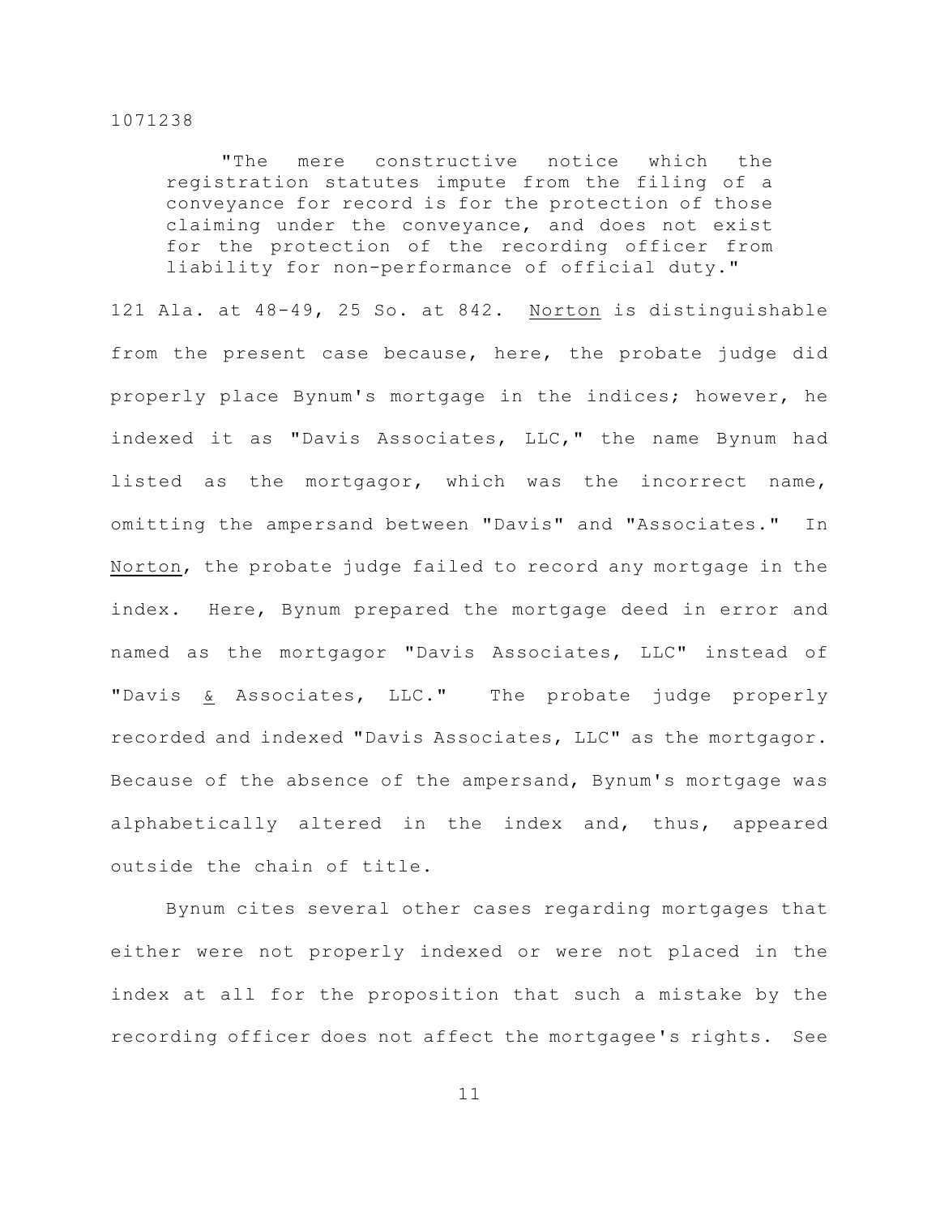> "The mere constructive notice which the registration statutes impute from the filing of a conveyance for record is for the protection of those claiming under the conveyance, and does not exist for the protection of the recording officer from liability for non-performance of official duty."

121 Ala. at 48-49, 25 So. at 842. Norton is distinguishable from the present case because, here, the probate judge did properly place Bynum's mortgage in the indices; however, he indexed it as "Davis Associates, LLC," the name Bynum had listed as the mortgagor, which was the incorrect name, omitting the ampersand between "Davis" and "Associates." In Norton, the probate judge failed to record any mortgage in the index. Here, Bynum prepared the mortgage deed in error and named as the mortgagor "Davis Associates, LLC" instead of "Davis & Associates, LLC." The probate judge properly recorded and indexed "Davis Associates, LLC" as the mortgagor. Because of the absence of the ampersand, Bynum's mortgage was alphabetically altered in the index and, thus, appeared outside the chain of title.

Bynum cites several other cases regarding mortgages that either were not properly indexed or were not placed in the index at all for the proposition that such a mistake by the recording officer does not affect the mortgagee's rights. See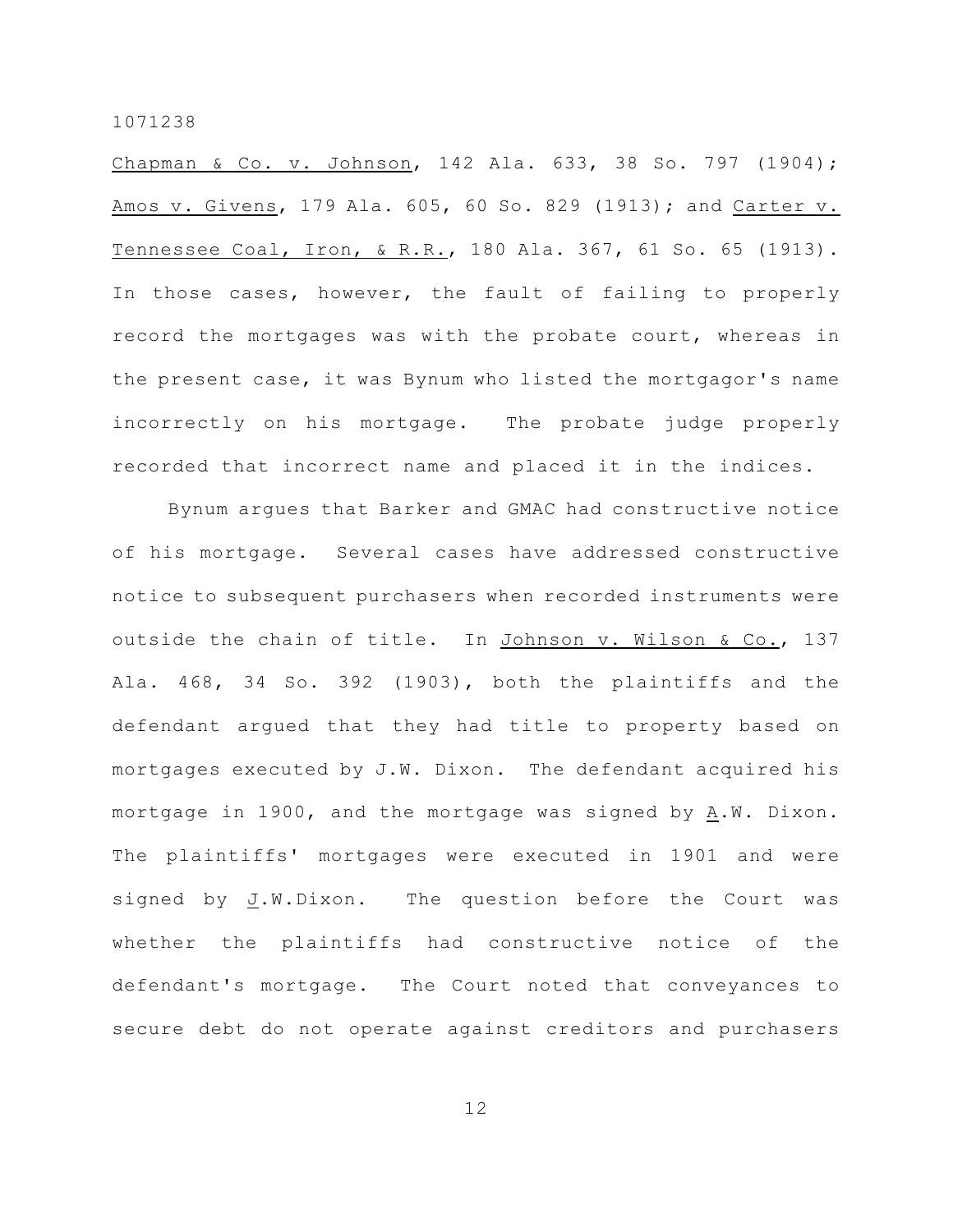Chapman & Co. v. Johnson, 142 Ala. 633, 38 So. 797 (1904); Amos v. Givens, 179 Ala. 605, 60 So. 829 (1913); and Carter v. Tennessee Coal, Iron, & R.R., 180 Ala. 367, 61 So. 65 (1913). In those cases, however, the fault of failing to properly record the mortgages was with the probate court, whereas in the present case, it was Bynum who listed the mortgagor's name incorrectly on his mortgage. The probate judge properly recorded that incorrect name and placed it in the indices.

Bynum argues that Barker and GMAC had constructive notice of his mortgage. Several cases have addressed constructive notice to subsequent purchasers when recorded instruments were outside the chain of title. In Johnson v. Wilson & Co., 137 Ala. 468, 34 So. 392 (1903), both the plaintiffs and the defendant argued that they had title to property based on mortgages executed by J.W. Dixon. The defendant acquired his mortgage in 1900, and the mortgage was signed by A.W. Dixon. The plaintiffs' mortgages were executed in 1901 and were signed by J.W.Dixon. The question before the Court was whether the plaintiffs had constructive notice of the defendant's mortgage. The Court noted that conveyances to secure debt do not operate against creditors and purchasers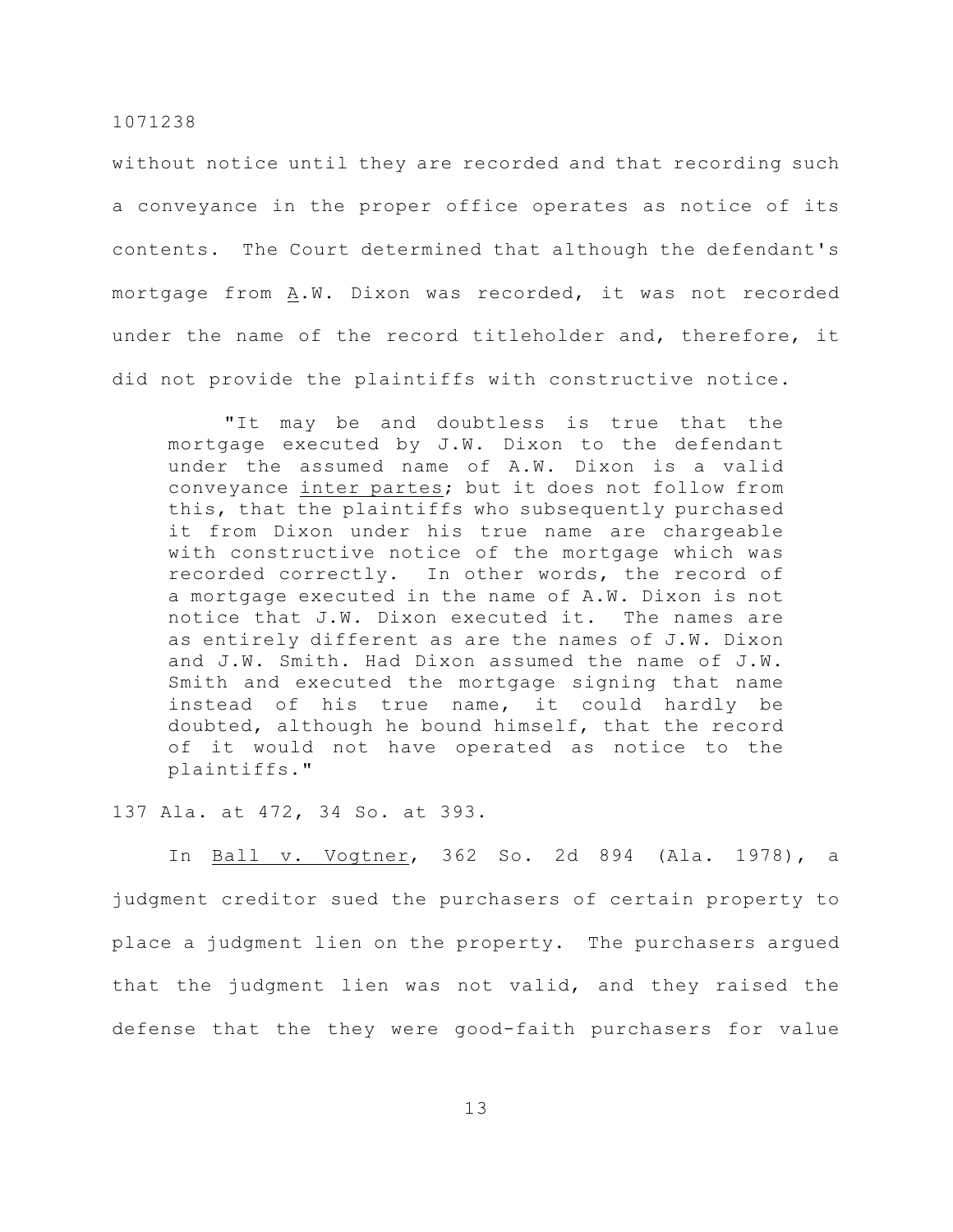without notice until they are recorded and that recording such a conveyance in the proper office operates as notice of its contents. The Court determined that although the defendant's mortgage from A.W. Dixon was recorded, it was not recorded under the name of the record titleholder and, therefore, it did not provide the plaintiffs with constructive notice.

> "It may be and doubtless is true that the mortgage executed by J.W. Dixon to the defendant under the assumed name of A.W. Dixon is a valid conveyance inter partes; but it does not follow from this, that the plaintiffs who subsequently purchased it from Dixon under his true name are chargeable with constructive notice of the mortgage which was recorded correctly. In other words, the record of a mortgage executed in the name of A.W. Dixon is not notice that J.W. Dixon executed it. The names are as entirely different as are the names of J.W. Dixon and J.W. Smith. Had Dixon assumed the name of J.W. Smith and executed the mortgage signing that name instead of his true name, it could hardly be doubted, although he bound himself, that the record of it would not have operated as notice to the plaintiffs."

137 Ala. at 472, 34 So. at 393.

In Ball v. Vogtner, 362 So. 2d 894 (Ala. 1978), a judgment creditor sued the purchasers of certain property to place a judgment lien on the property. The purchasers argued that the judgment lien was not valid, and they raised the defense that the they were good-faith purchasers for value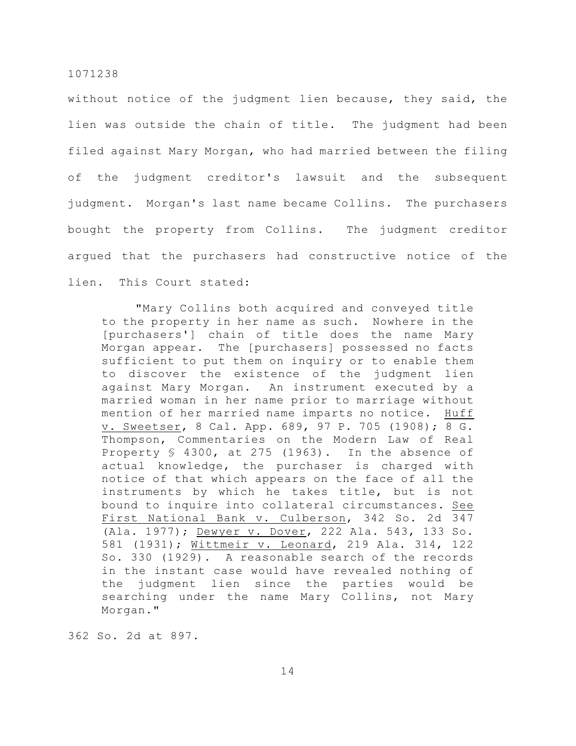without notice of the judgment lien because, they said, the lien was outside the chain of title. The judgment had been filed against Mary Morgan, who had married between the filing of the judgment creditor's lawsuit and the subsequent judgment. Morgan's last name became Collins. The purchasers bought the property from Collins. The judgment creditor argued that the purchasers had constructive notice of the lien. This Court stated:

> "Mary Collins both acquired and conveyed title to the property in her name as such. Nowhere in the [purchasers'] chain of title does the name Mary Morgan appear. The [purchasers] possessed no facts sufficient to put them on inquiry or to enable them to discover the existence of the judgment lien against Mary Morgan. An instrument executed by a married woman in her name prior to marriage without mention of her married name imparts no notice. Huff v. Sweetser, 8 Cal. App. 689, 97 P. 705 (1908); 8 G. Thompson, Commentaries on the Modern Law of Real Property § 4300, at 275 (1963). In the absence of actual knowledge, the purchaser is charged with notice of that which appears on the face of all the instruments by which he takes title, but is not bound to inquire into collateral circumstances. See First National Bank v. Culberson, 342 So. 2d 347 (Ala. 1977); Dewyer v. Dover, 222 Ala. 543, 133 So. 581 (1931); Wittmeir v. Leonard, 219 Ala. 314, 122 So. 330 (1929). A reasonable search of the records in the instant case would have revealed nothing of the judgment lien since the parties would be searching under the name Mary Collins, not Mary Morgan."

362 So. 2d at 897.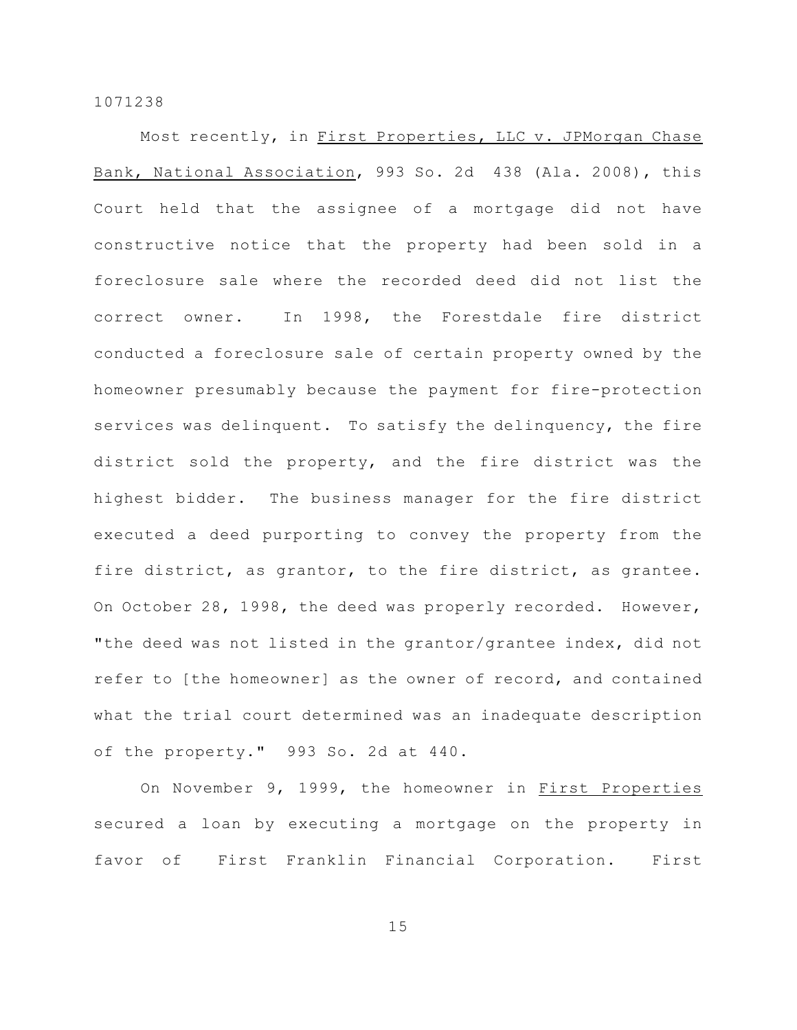Most recently, in First Properties, LLC v. JPMorgan Chase Bank, National Association, 993 So. 2d 438 (Ala. 2008), this Court held that the assignee of a mortgage did not have constructive notice that the property had been sold in a foreclosure sale where the recorded deed did not list the correct owner. In 1998, the Forestdale fire district conducted a foreclosure sale of certain property owned by the homeowner presumably because the payment for fire-protection services was delinquent. To satisfy the delinquency, the fire district sold the property, and the fire district was the highest bidder. The business manager for the fire district executed a deed purporting to convey the property from the fire district, as grantor, to the fire district, as grantee. On October 28, 1998, the deed was properly recorded. However, "the deed was not listed in the grantor/grantee index, did not refer to [the homeowner] as the owner of record, and contained what the trial court determined was an inadequate description of the property." 993 So. 2d at 440.

On November 9, 1999, the homeowner in First Properties secured a loan by executing a mortgage on the property in favor of First Franklin Financial Corporation. First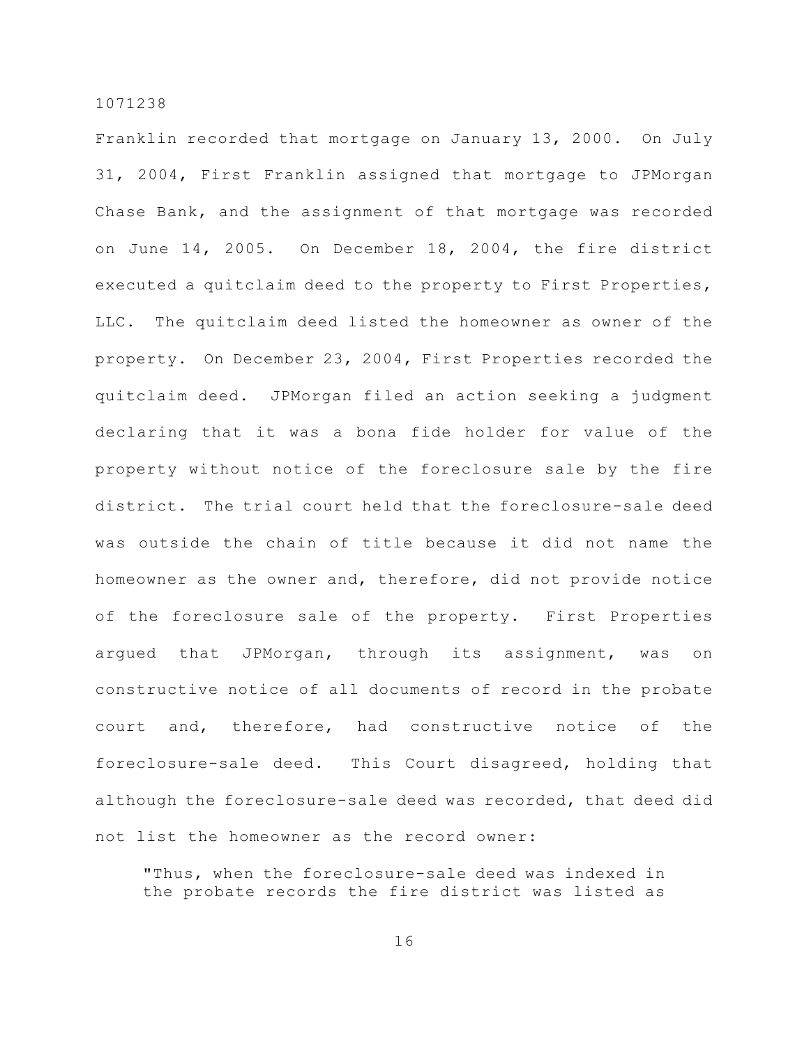Franklin recorded that mortgage on January 13, 2000. On July 31, 2004, First Franklin assigned that mortgage to JPMorgan Chase Bank, and the assignment of that mortgage was recorded on June 14, 2005. On December 18, 2004, the fire district executed a quitclaim deed to the property to First Properties, LLC. The quitclaim deed listed the homeowner as owner of the property. On December 23, 2004, First Properties recorded the quitclaim deed. JPMorgan filed an action seeking a judgment declaring that it was a bona fide holder for value of the property without notice of the foreclosure sale by the fire district. The trial court held that the foreclosure-sale deed was outside the chain of title because it did not name the homeowner as the owner and, therefore, did not provide notice of the foreclosure sale of the property. First Properties argued that JPMorgan, through its assignment, was on constructive notice of all documents of record in the probate court and, therefore, had constructive notice of the foreclosure-sale deed. This Court disagreed, holding that although the foreclosure-sale deed was recorded, that deed did not list the homeowner as the record owner:

> "Thus, when the foreclosure-sale deed was indexed in the probate records the fire district was listed as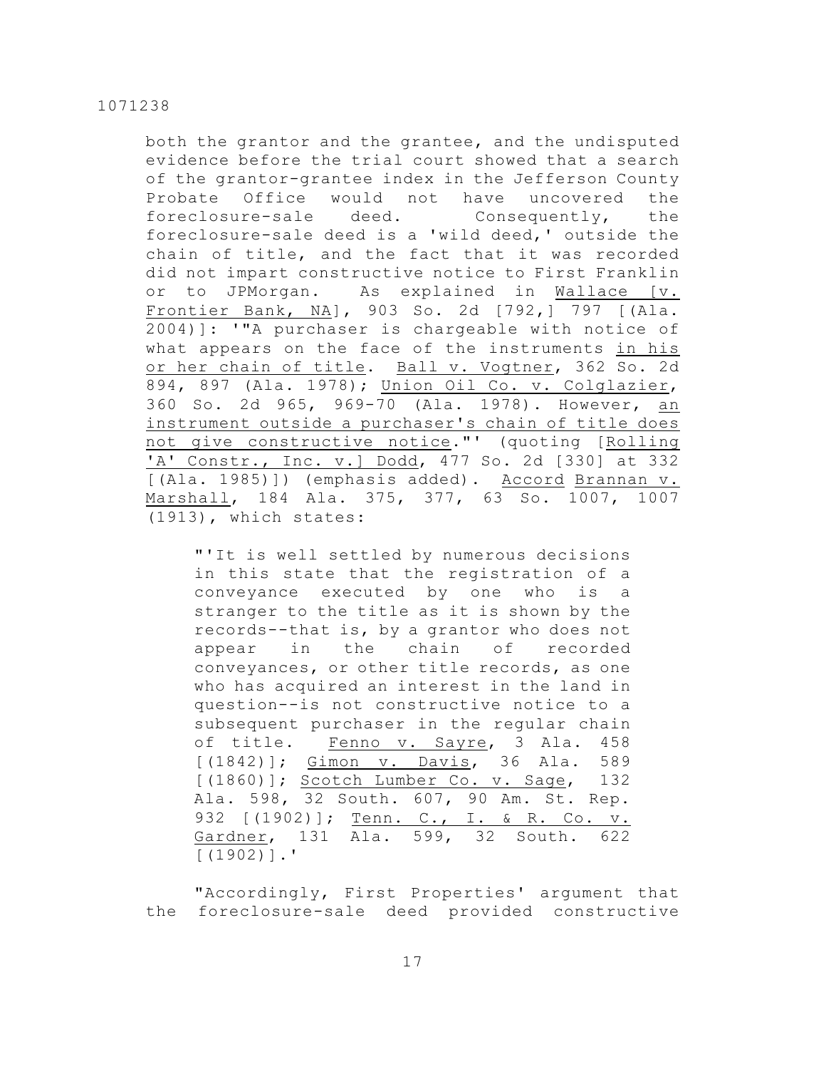both the grantor and the grantee, and the undisputed evidence before the trial court showed that a search of the grantor-grantee index in the Jefferson County Probate Office would not have uncovered the foreclosure-sale deed. Consequently, the foreclosure-sale deed is a 'wild deed,' outside the chain of title, and the fact that it was recorded did not impart constructive notice to First Franklin or to JPMorgan. As explained in Wallace [v. Frontier Bank, NA], 903 So. 2d [792,] 797 [(Ala. 2004)]: '"A purchaser is chargeable with notice of what appears on the face of the instruments _in his or her chain of title_. Ball v. Vogtner, 362 So. 2d 894, 897 (Ala. 1978); Union Oil Co. v. Colglazier, 360 So. 2d 965, 969-70 (Ala. 1978). However, _an instrument outside a purchaser's chain of title does not give constructive notice_."' (quoting [Rolling 'A' Constr., Inc. v.] Dodd, 477 So. 2d [330] at 332 [(Ala. 1985)]) (emphasis added). Accord Brannan v. Marshall, 184 Ala. 375, 377, 63 So. 1007, 1007 (1913), which states:

> "'It is well settled by numerous decisions in this state that the registration of a conveyance executed by one who is a stranger to the title as it is shown by the records--that is, by a grantor who does not appear in the chain of recorded conveyances, or other title records, as one who has acquired an interest in the land in question--is not constructive notice to a subsequent purchaser in the regular chain of title. Fenno v. Sayre, 3 Ala. 458 [(1842)]; Gimon v. Davis, 36 Ala. 589 [(1860)]; Scotch Lumber Co. v. Sage, 132 Ala. 598, 32 South. 607, 90 Am. St. Rep. 932 [(1902)]; Tenn. C., I. & R. Co. v. Gardner, 131 Ala. 599, 32 South. 622 [(1902)].'

"Accordingly, First Properties' argument that the foreclosure-sale deed provided constructive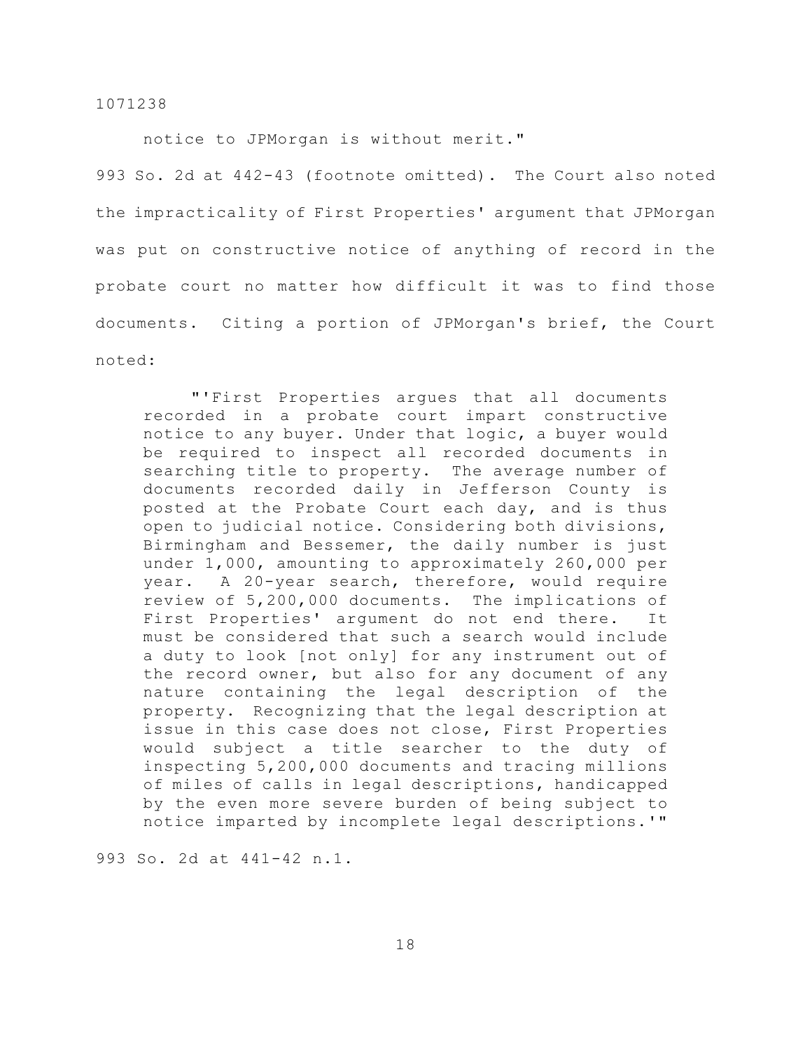notice to JPMorgan is without merit."

993 So. 2d at 442-43 (footnote omitted). The Court also noted the impracticality of First Properties' argument that JPMorgan was put on constructive notice of anything of record in the probate court no matter how difficult it was to find those documents. Citing a portion of JPMorgan's brief, the Court noted:

> "'First Properties argues that all documents recorded in a probate court impart constructive notice to any buyer. Under that logic, a buyer would be required to inspect all recorded documents in searching title to property. The average number of documents recorded daily in Jefferson County is posted at the Probate Court each day, and is thus open to judicial notice. Considering both divisions, Birmingham and Bessemer, the daily number is just under 1,000, amounting to approximately 260,000 per year. A 20-year search, therefore, would require review of 5,200,000 documents. The implications of First Properties' argument do not end there. It must be considered that such a search would include a duty to look [not only] for any instrument out of the record owner, but also for any document of any nature containing the legal description of the property. Recognizing that the legal description at issue in this case does not close, First Properties would subject a title searcher to the duty of inspecting 5,200,000 documents and tracing millions of miles of calls in legal descriptions, handicapped by the even more severe burden of being subject to notice imparted by incomplete legal descriptions.'"

993 So. 2d at 441-42 n.1.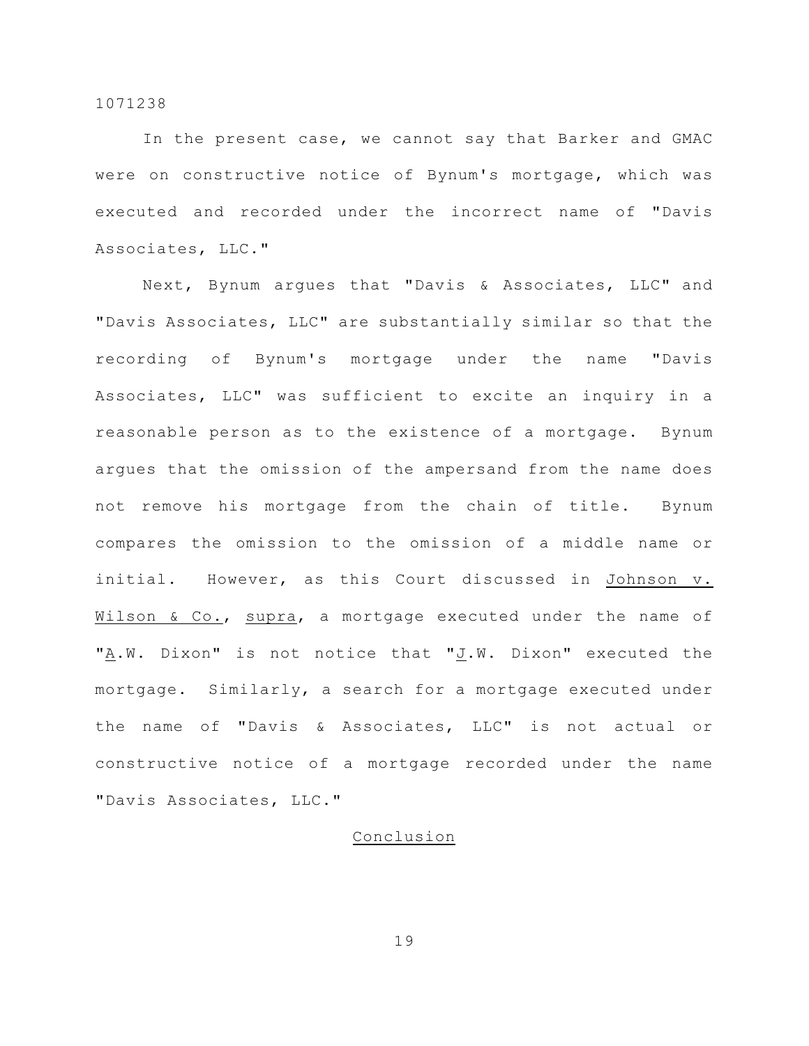In the present case, we cannot say that Barker and GMAC were on constructive notice of Bynum's mortgage, which was executed and recorded under the incorrect name of "Davis Associates, LLC."

Next, Bynum argues that "Davis & Associates, LLC" and "Davis Associates, LLC" are substantially similar so that the recording of Bynum's mortgage under the name "Davis Associates, LLC" was sufficient to excite an inquiry in a reasonable person as to the existence of a mortgage. Bynum argues that the omission of the ampersand from the name does not remove his mortgage from the chain of title. Bynum compares the omission to the omission of a middle name or initial. However, as this Court discussed in Johnson v. Wilson & Co., supra, a mortgage executed under the name of "A.W. Dixon" is not notice that "J.W. Dixon" executed the mortgage. Similarly, a search for a mortgage executed under the name of "Davis & Associates, LLC" is not actual or constructive notice of a mortgage recorded under the name "Davis Associates, LLC."

## Conclusion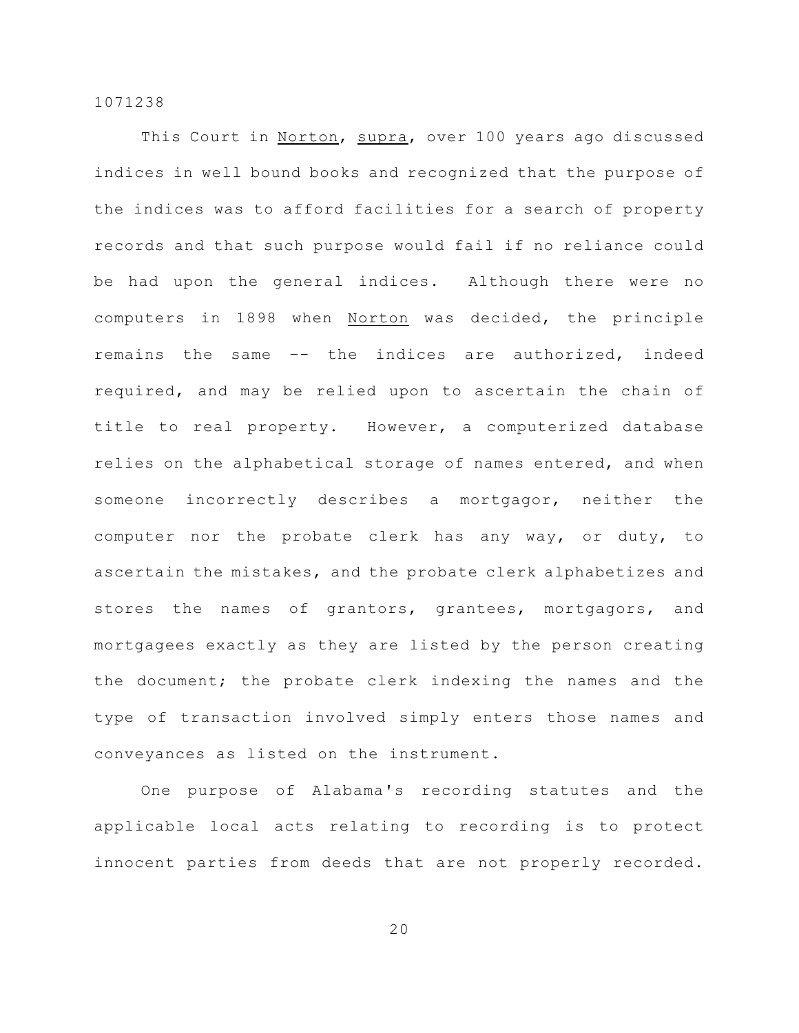This Court in Norton, supra, over 100 years ago discussed indices in well bound books and recognized that the purpose of the indices was to afford facilities for a search of property records and that such purpose would fail if no reliance could be had upon the general indices. Although there were no computers in 1898 when Norton was decided, the principle remains the same -- the indices are authorized, indeed required, and may be relied upon to ascertain the chain of title to real property. However, a computerized database relies on the alphabetical storage of names entered, and when someone incorrectly describes a mortgagor, neither the computer nor the probate clerk has any way, or duty, to ascertain the mistakes, and the probate clerk alphabetizes and stores the names of grantors, grantees, mortgagors, and mortgagees exactly as they are listed by the person creating the document; the probate clerk indexing the names and the type of transaction involved simply enters those names and conveyances as listed on the instrument.

One purpose of Alabama's recording statutes and the applicable local acts relating to recording is to protect innocent parties from deeds that are not properly recorded.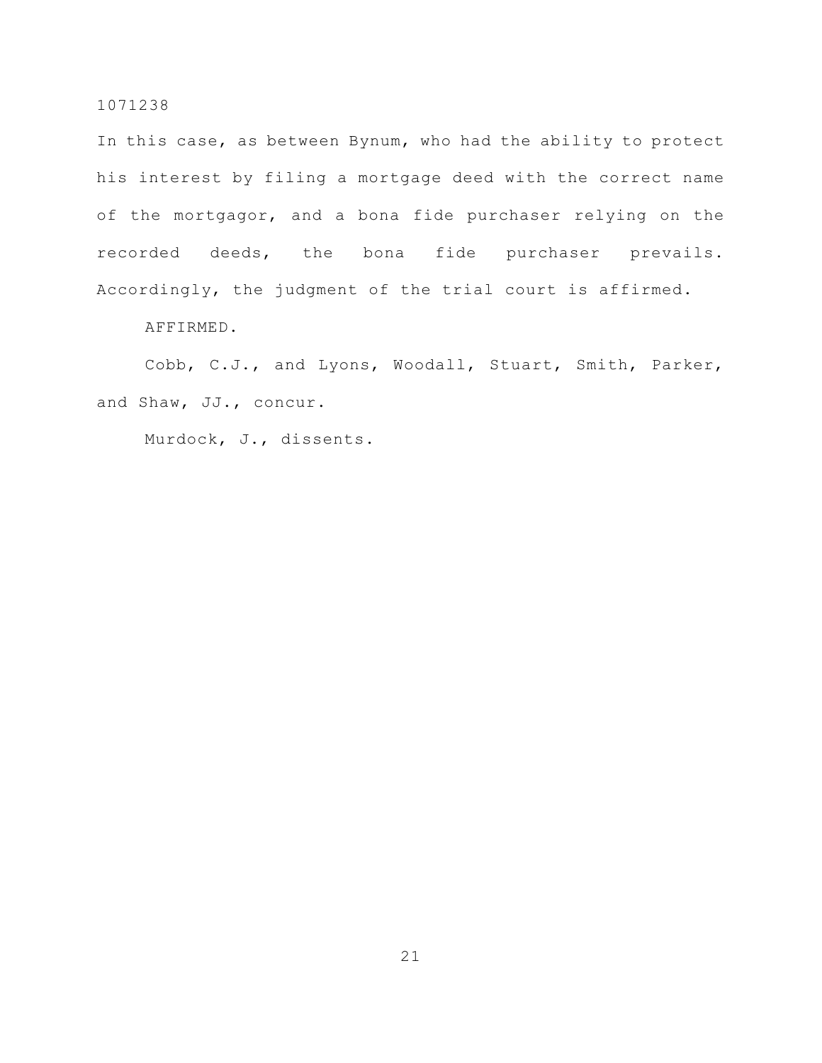In this case, as between Bynum, who had the ability to protect his interest by filing a mortgage deed with the correct name of the mortgagor, and a bona fide purchaser relying on the recorded deeds, the bona fide purchaser prevails. Accordingly, the judgment of the trial court is affirmed.

AFFIRMED.

Cobb, C.J., and Lyons, Woodall, Stuart, Smith, Parker, and Shaw, JJ., concur.

Murdock, J., dissents.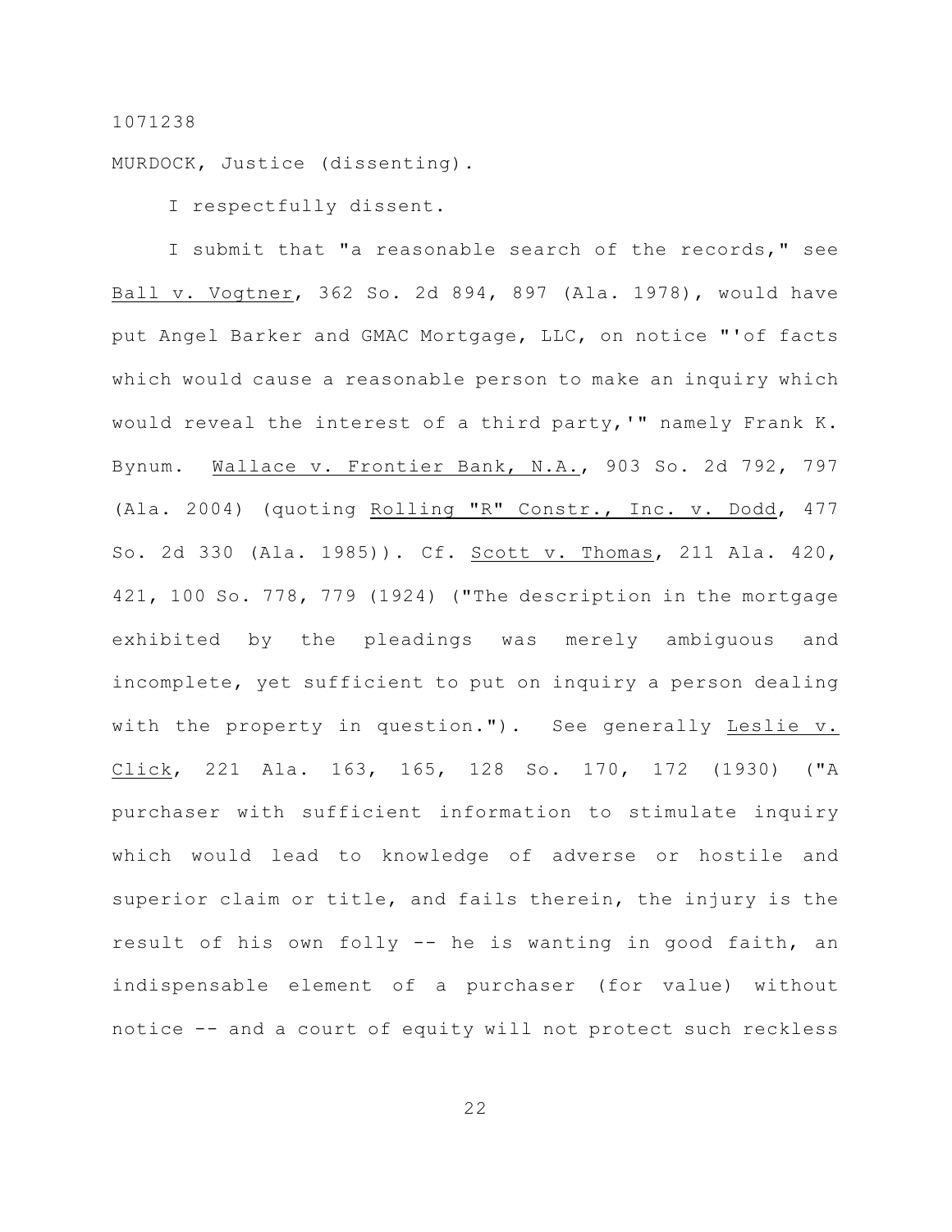1071238

MURDOCK, Justice (dissenting).

I respectfully dissent.

I submit that "a reasonable search of the records," see Ball v. Vogtner, 362 So. 2d 894, 897 (Ala. 1978), would have put Angel Barker and GMAC Mortgage, LLC, on notice "'of facts which would cause a reasonable person to make an inquiry which would reveal the interest of a third party,'" namely Frank K. Bynum. Wallace v. Frontier Bank, N.A., 903 So. 2d 792, 797 (Ala. 2004) (quoting Rolling "R" Constr., Inc. v. Dodd, 477 So. 2d 330 (Ala. 1985)). Cf. Scott v. Thomas, 211 Ala. 420, 421, 100 So. 778, 779 (1924) ("The description in the mortgage exhibited by the pleadings was merely ambiguous and incomplete, yet sufficient to put on inquiry a person dealing with the property in question."). See generally Leslie v. Click, 221 Ala. 163, 165, 128 So. 170, 172 (1930) ("A purchaser with sufficient information to stimulate inquiry which would lead to knowledge of adverse or hostile and superior claim or title, and fails therein, the injury is the result of his own folly -- he is wanting in good faith, an indispensable element of a purchaser (for value) without notice -- and a court of equity will not protect such reckless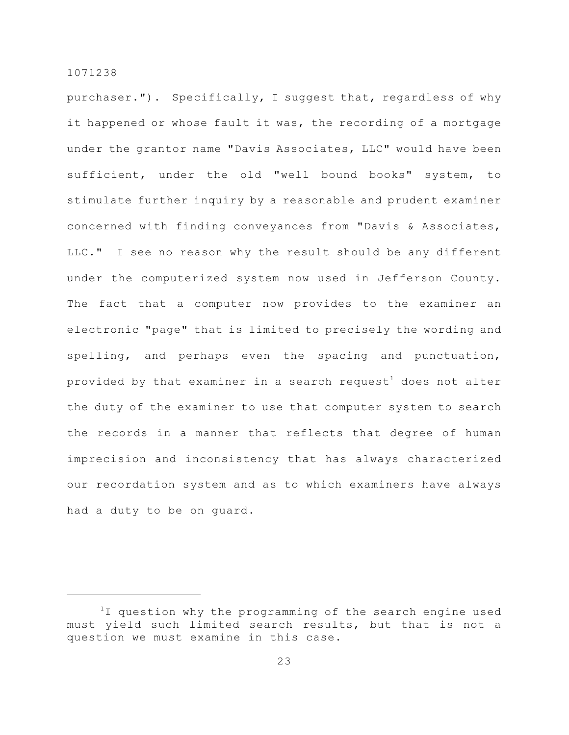purchaser."). Specifically, I suggest that, regardless of why it happened or whose fault it was, the recording of a mortgage under the grantor name "Davis Associates, LLC" would have been sufficient, under the old "well bound books" system, to stimulate further inquiry by a reasonable and prudent examiner concerned with finding conveyances from "Davis & Associates, LLC." I see no reason why the result should be any different under the computerized system now used in Jefferson County. The fact that a computer now provides to the examiner an electronic "page" that is limited to precisely the wording and spelling, and perhaps even the spacing and punctuation, provided by that examiner in a search request[1] does not alter the duty of the examiner to use that computer system to search the records in a manner that reflects that degree of human imprecision and inconsistency that has always characterized our recordation system and as to which examiners have always had a duty to be on guard.

---

[1]I question why the programming of the search engine used must yield such limited search results, but that is not a question we must examine in this case.